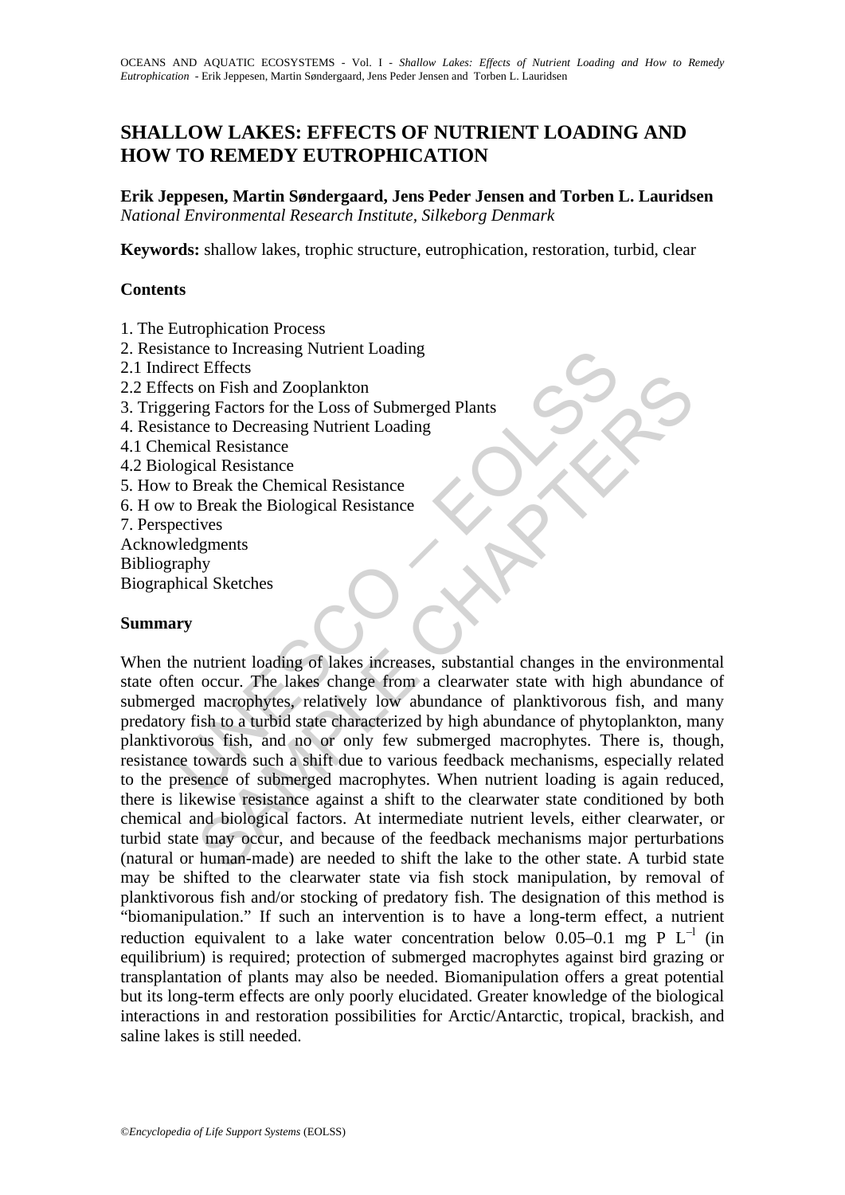# SHALLOW LAKES: EFFECTS OF NUTRIENT LOADING AND HOW TO REMEDY EUTROPHICATION

**Erik Jeppesen, Martin Søndergaard, Jens Peder Jensen and Torben L. Lauridsen**
*National Environmental Research Institute, Silkeborg Denmark*

**Keywords:** shallow lakes, trophic structure, eutrophication, restoration, turbid, clear

## Contents

1. The Eutrophication Process
2. Resistance to Increasing Nutrient Loading
2.1 Indirect Effects
2.2 Effects on Fish and Zooplankton
3. Triggering Factors for the Loss of Submerged Plants
4. Resistance to Decreasing Nutrient Loading
4.1 Chemical Resistance
4.2 Biological Resistance
5. How to Break the Chemical Resistance
6. H ow to Break the Biological Resistance
7. Perspectives
Acknowledgments
Bibliography
Biographical Sketches

## Summary

When the nutrient loading of lakes increases, substantial changes in the environmental state often occur. The lakes change from a clearwater state with high abundance of submerged macrophytes, relatively low abundance of planktivorous fish, and many predatory fish to a turbid state characterized by high abundance of phytoplankton, many planktivorous fish, and no or only few submerged macrophytes. There is, though, resistance towards such a shift due to various feedback mechanisms, especially related to the presence of submerged macrophytes. When nutrient loading is again reduced, there is likewise resistance against a shift to the clearwater state conditioned by both chemical and biological factors. At intermediate nutrient levels, either clearwater, or turbid state may occur, and because of the feedback mechanisms major perturbations (natural or human-made) are needed to shift the lake to the other state. A turbid state may be shifted to the clearwater state via fish stock manipulation, by removal of planktivorous fish and/or stocking of predatory fish. The designation of this method is "biomanipulation." If such an intervention is to have a long-term effect, a nutrient reduction equivalent to a lake water concentration below 0.05–0.1 mg P $L^{-1}$ (in equilibrium) is required; protection of submerged macrophytes against bird grazing or transplantation of plants may also be needed. Biomanipulation offers a great potential but its long-term effects are only poorly elucidated. Greater knowledge of the biological interactions in and restoration possibilities for Arctic/Antarctic, tropical, brackish, and saline lakes is still needed.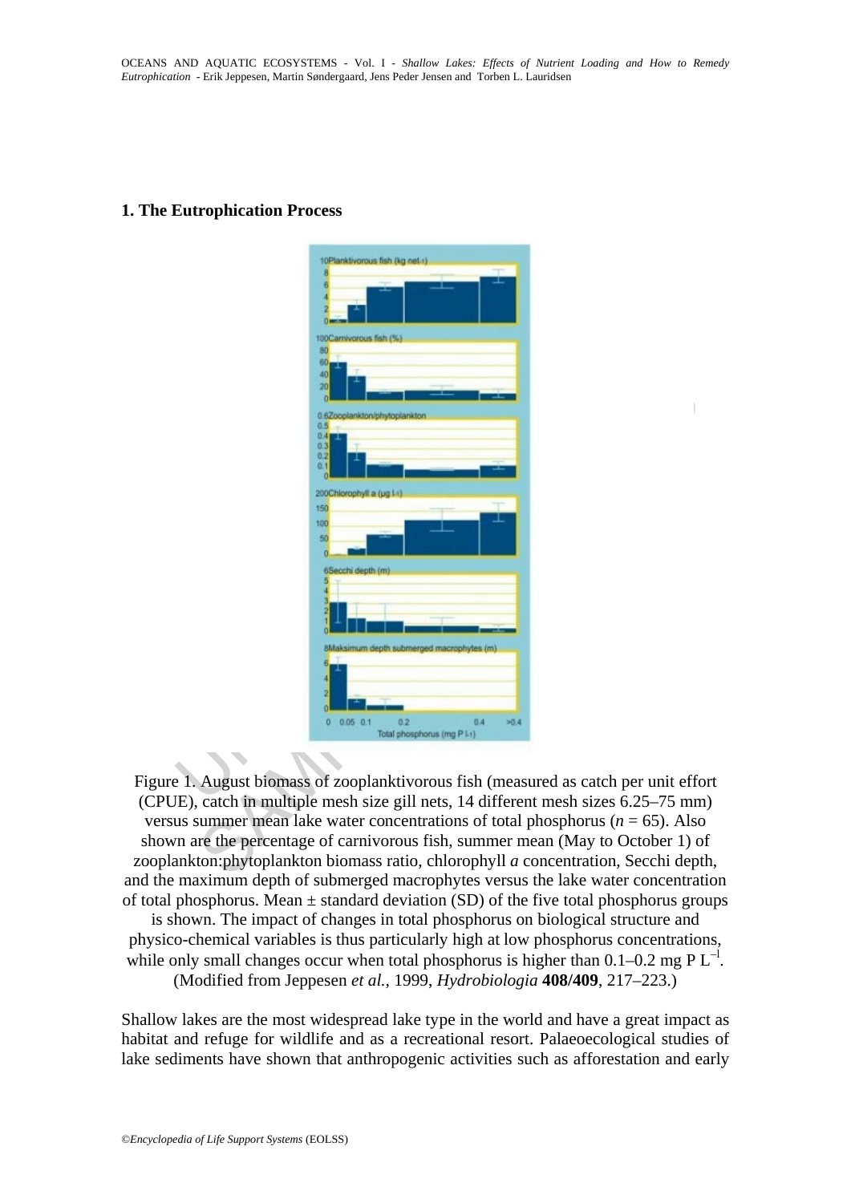## 1. The Eutrophication Process

Figure 1. August biomass of zooplanktivorous fish (measured as catch per unit effort (CPUE), catch in multiple mesh size gill nets, 14 different mesh sizes 6.25–75 mm) versus summer mean lake water concentrations of total phosphorus ($n = 65$). Also shown are the percentage of carnivorous fish, summer mean (May to October 1) of zooplankton:phytoplankton biomass ratio, chlorophyll *a* concentration, Secchi depth, and the maximum depth of submerged macrophytes versus the lake water concentration of total phosphorus. Mean ± standard deviation (SD) of the five total phosphorus groups is shown. The impact of changes in total phosphorus on biological structure and physico-chemical variables is thus particularly high at low phosphorus concentrations, while only small changes occur when total phosphorus is higher than 0.1–0.2 mg P $L^{-1}$. (Modified from Jeppesen *et al.*, 1999, *Hydrobiologia* **408/409**, 217–223.)

Shallow lakes are the most widespread lake type in the world and have a great impact as habitat and refuge for wildlife and as a recreational resort. Palaeoecological studies of lake sediments have shown that anthropogenic activities such as afforestation and early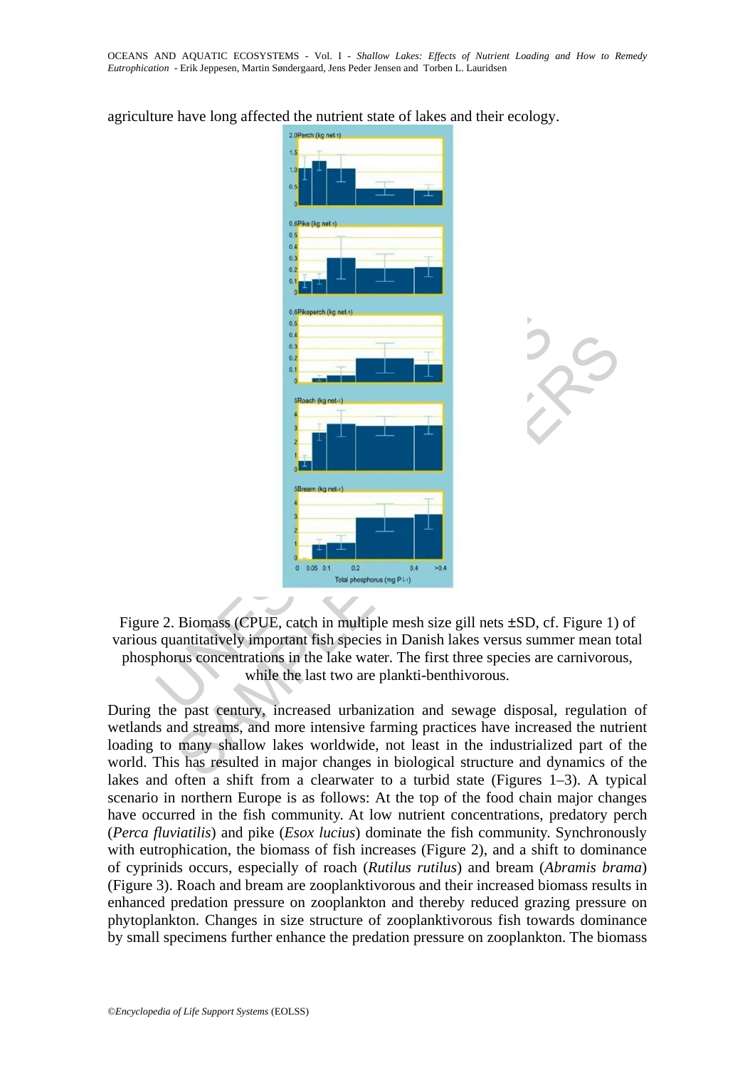agriculture have long affected the nutrient state of lakes and their ecology.

Figure 2. Biomass (CPUE, catch in multiple mesh size gill nets ±SD, cf. Figure 1) of various quantitatively important fish species in Danish lakes versus summer mean total phosphorus concentrations in the lake water. The first three species are carnivorous, while the last two are plankti-benthivorous.

During the past century, increased urbanization and sewage disposal, regulation of wetlands and streams, and more intensive farming practices have increased the nutrient loading to many shallow lakes worldwide, not least in the industrialized part of the world. This has resulted in major changes in biological structure and dynamics of the lakes and often a shift from a clearwater to a turbid state (Figures 1–3). A typical scenario in northern Europe is as follows: At the top of the food chain major changes have occurred in the fish community. At low nutrient concentrations, predatory perch (*Perca fluviatilis*) and pike (*Esox lucius*) dominate the fish community. Synchronously with eutrophication, the biomass of fish increases (Figure 2), and a shift to dominance of cyprinids occurs, especially of roach (*Rutilus rutilus*) and bream (*Abramis brama*) (Figure 3). Roach and bream are zooplanktivorous and their increased biomass results in enhanced predation pressure on zooplankton and thereby reduced grazing pressure on phytoplankton. Changes in size structure of zooplanktivorous fish towards dominance by small specimens further enhance the predation pressure on zooplankton. The biomass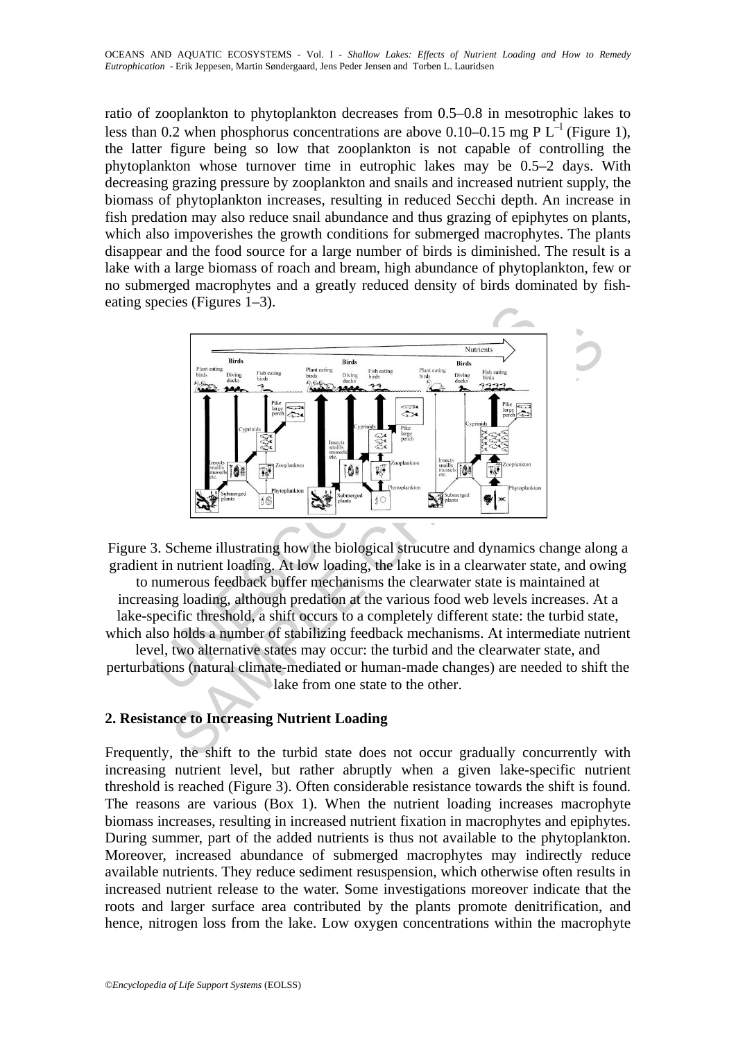ratio of zooplankton to phytoplankton decreases from 0.5–0.8 in mesotrophic lakes to less than 0.2 when phosphorus concentrations are above 0.10–0.15 mg P $L^{-1}$ (Figure 1), the latter figure being so low that zooplankton is not capable of controlling the phytoplankton whose turnover time in eutrophic lakes may be 0.5–2 days. With decreasing grazing pressure by zooplankton and snails and increased nutrient supply, the biomass of phytoplankton increases, resulting in reduced Secchi depth. An increase in fish predation may also reduce snail abundance and thus grazing of epiphytes on plants, which also impoverishes the growth conditions for submerged macrophytes. The plants disappear and the food source for a large number of birds is diminished. The result is a lake with a large biomass of roach and bream, high abundance of phytoplankton, few or no submerged macrophytes and a greatly reduced density of birds dominated by fish-eating species (Figures 1–3).

Figure 3. Scheme illustrating how the biological strucutre and dynamics change along a gradient in nutrient loading. At low loading, the lake is in a clearwater state, and owing to numerous feedback buffer mechanisms the clearwater state is maintained at increasing loading, although predation at the various food web levels increases. At a lake-specific threshold, a shift occurs to a completely different state: the turbid state, which also holds a number of stabilizing feedback mechanisms. At intermediate nutrient level, two alternative states may occur: the turbid and the clearwater state, and perturbations (natural climate-mediated or human-made changes) are needed to shift the lake from one state to the other.

## 2. Resistance to Increasing Nutrient Loading

Frequently, the shift to the turbid state does not occur gradually concurrently with increasing nutrient level, but rather abruptly when a given lake-specific nutrient threshold is reached (Figure 3). Often considerable resistance towards the shift is found. The reasons are various (Box 1). When the nutrient loading increases macrophyte biomass increases, resulting in increased nutrient fixation in macrophytes and epiphytes. During summer, part of the added nutrients is thus not available to the phytoplankton. Moreover, increased abundance of submerged macrophytes may indirectly reduce available nutrients. They reduce sediment resuspension, which otherwise often results in increased nutrient release to the water. Some investigations moreover indicate that the roots and larger surface area contributed by the plants promote denitrification, and hence, nitrogen loss from the lake. Low oxygen concentrations within the macrophyte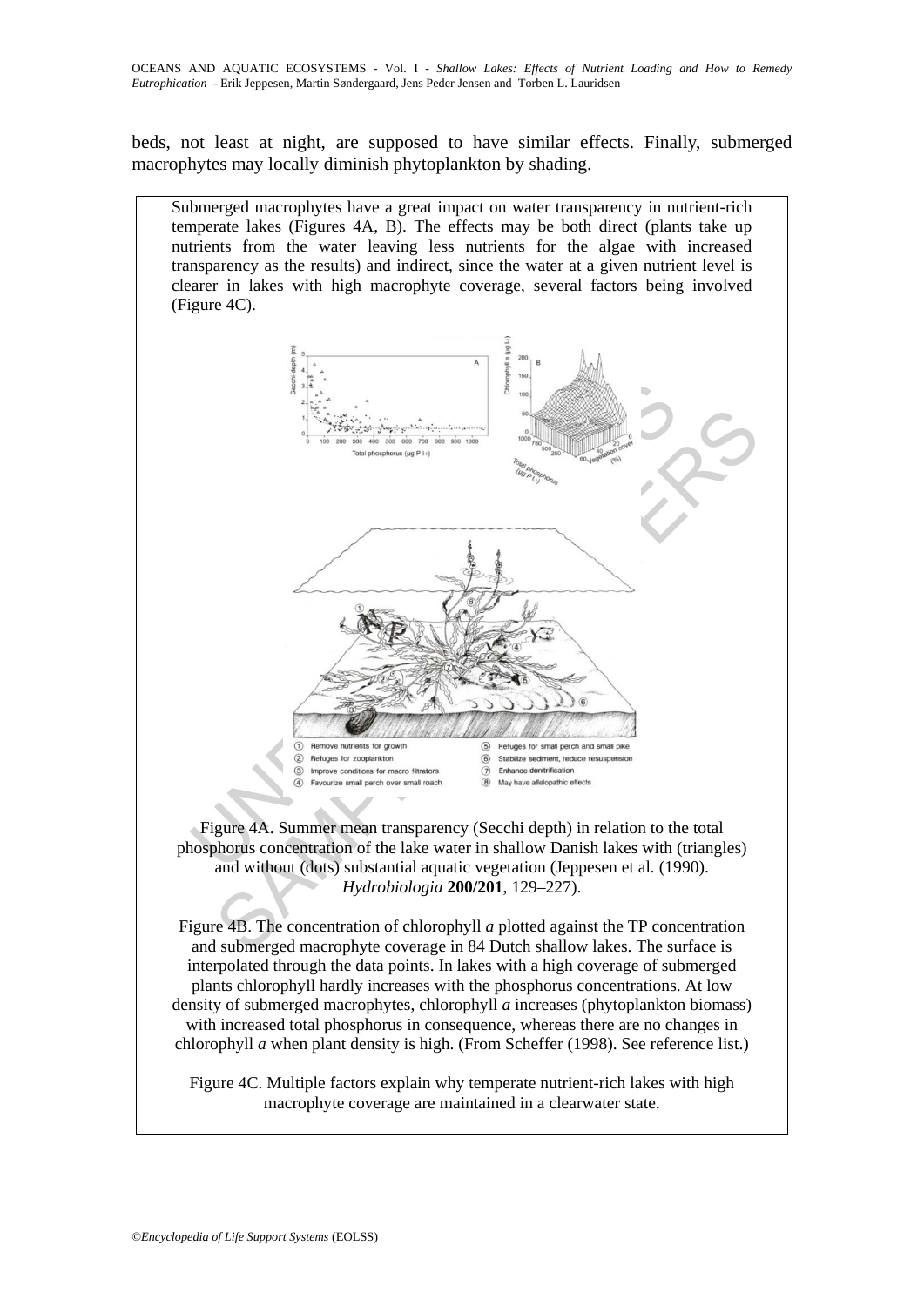beds, not least at night, are supposed to have similar effects. Finally, submerged macrophytes may locally diminish phytoplankton by shading.

Submerged macrophytes have a great impact on water transparency in nutrient-rich temperate lakes (Figures 4A, B). The effects may be both direct (plants take up nutrients from the water leaving less nutrients for the algae with increased transparency as the results) and indirect, since the water at a given nutrient level is clearer in lakes with high macrophyte coverage, several factors being involved (Figure 4C).

① Remove nutrients for growth
② Refuges for zooplankton
③ Improve conditions for macro filtrators
④ Favourize small perch over small roach
⑤ Refuges for small perch and small pike
⑥ Stabilize sediment, reduce resuspension
⑦ Enhance denitrification
⑧ May have allelopathic effects

Figure 4A. Summer mean transparency (Secchi depth) in relation to the total phosphorus concentration of the lake water in shallow Danish lakes with (triangles) and without (dots) substantial aquatic vegetation (Jeppesen et al. (1990). *Hydrobiologia* **200/201**, 129–227).

Figure 4B. The concentration of chlorophyll *a* plotted against the TP concentration and submerged macrophyte coverage in 84 Dutch shallow lakes. The surface is interpolated through the data points. In lakes with a high coverage of submerged plants chlorophyll hardly increases with the phosphorus concentrations. At low density of submerged macrophytes, chlorophyll *a* increases (phytoplankton biomass) with increased total phosphorus in consequence, whereas there are no changes in chlorophyll *a* when plant density is high. (From Scheffer (1998). See reference list.)

Figure 4C. Multiple factors explain why temperate nutrient-rich lakes with high macrophyte coverage are maintained in a clearwater state.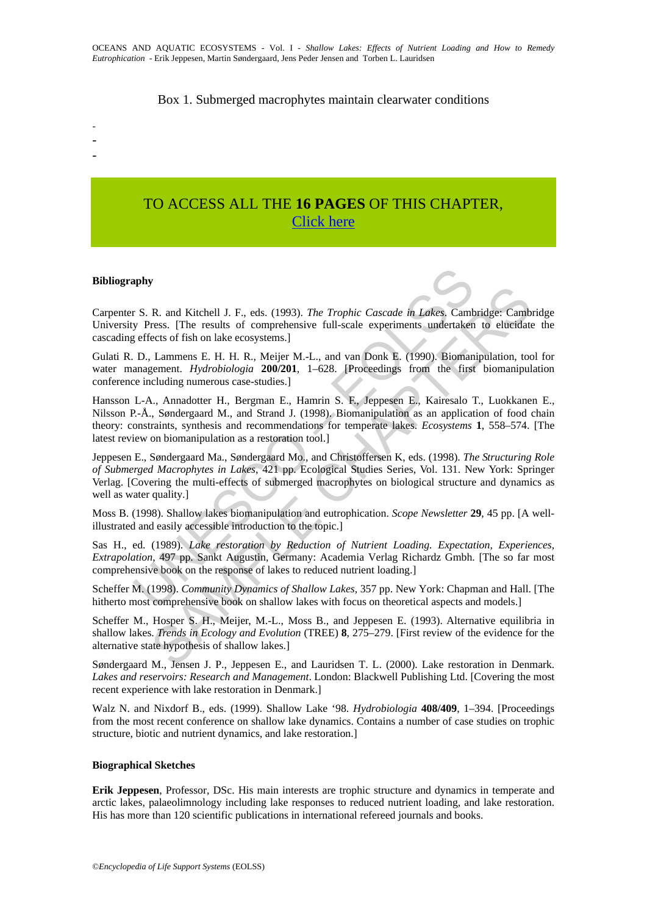Box 1. Submerged macrophytes maintain clearwater conditions

-
-
-

TO ACCESS ALL THE **16 PAGES** OF THIS CHAPTER,
Click here

**Bibliography**

Carpenter S. R. and Kitchell J. F., eds. (1993). *The Trophic Cascade in Lakes*. Cambridge: Cambridge University Press. [The results of comprehensive full-scale experiments undertaken to elucidate the cascading effects of fish on lake ecosystems.]

Gulati R. D., Lammens E. H. H. R., Meijer M.-L., and van Donk E. (1990). Biomanipulation, tool for water management. *Hydrobiologia* **200/201**, 1–628. [Proceedings from the first biomanipulation conference including numerous case-studies.]

Hansson L-A., Annadotter H., Bergman E., Hamrin S. F., Jeppesen E., Kairesalo T., Luokkanen E., Nilsson P.-Å., Søndergaard M., and Strand J. (1998). Biomanipulation as an application of food chain theory: constraints, synthesis and recommendations for temperate lakes. *Ecosystems* **1**, 558–574. [The latest review on biomanipulation as a restoration tool.]

Jeppesen E., Søndergaard Ma., Søndergaard Mo., and Christoffersen K, eds. (1998). *The Structuring Role of Submerged Macrophytes in Lakes*, 421 pp. Ecological Studies Series, Vol. 131. New York: Springer Verlag. [Covering the multi-effects of submerged macrophytes on biological structure and dynamics as well as water quality.]

Moss B. (1998). Shallow lakes biomanipulation and eutrophication. *Scope Newsletter* **29**, 45 pp. [A well-illustrated and easily accessible introduction to the topic.]

Sas H., ed. (1989). *Lake restoration by Reduction of Nutrient Loading. Expectation, Experiences, Extrapolation*, 497 pp. Sankt Augustin, Germany: Academia Verlag Richardz Gmbh. [The so far most comprehensive book on the response of lakes to reduced nutrient loading.]

Scheffer M. (1998). *Community Dynamics of Shallow Lakes*, 357 pp. New York: Chapman and Hall. [The hitherto most comprehensive book on shallow lakes with focus on theoretical aspects and models.]

Scheffer M., Hosper S. H., Meijer, M.-L., Moss B., and Jeppesen E. (1993). Alternative equilibria in shallow lakes. *Trends in Ecology and Evolution* (TREE) **8**, 275–279. [First review of the evidence for the alternative state hypothesis of shallow lakes.]

Søndergaard M., Jensen J. P., Jeppesen E., and Lauridsen T. L. (2000). Lake restoration in Denmark. *Lakes and reservoirs: Research and Management*. London: Blackwell Publishing Ltd. [Covering the most recent experience with lake restoration in Denmark.]

Walz N. and Nixdorf B., eds. (1999). Shallow Lake '98. *Hydrobiologia* **408/409**, 1–394. [Proceedings from the most recent conference on shallow lake dynamics. Contains a number of case studies on trophic structure, biotic and nutrient dynamics, and lake restoration.]

**Biographical Sketches**

**Erik Jeppesen**, Professor, DSc. His main interests are trophic structure and dynamics in temperate and arctic lakes, palaeolimnology including lake responses to reduced nutrient loading, and lake restoration. His has more than 120 scientific publications in international refereed journals and books.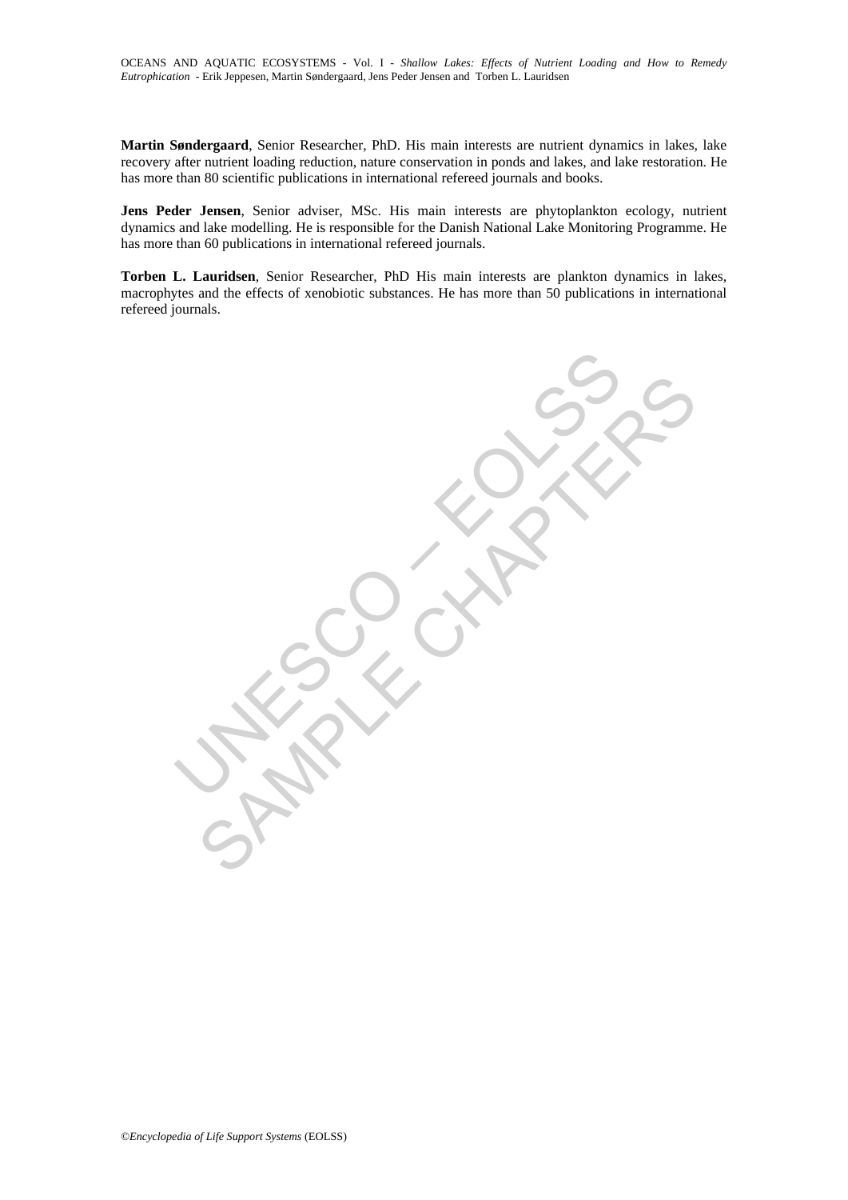**Martin Søndergaard**, Senior Researcher, PhD. His main interests are nutrient dynamics in lakes, lake recovery after nutrient loading reduction, nature conservation in ponds and lakes, and lake restoration. He has more than 80 scientific publications in international refereed journals and books.

**Jens Peder Jensen**, Senior adviser, MSc. His main interests are phytoplankton ecology, nutrient dynamics and lake modelling. He is responsible for the Danish National Lake Monitoring Programme. He has more than 60 publications in international refereed journals.

**Torben L. Lauridsen**, Senior Researcher, PhD His main interests are plankton dynamics in lakes, macrophytes and the effects of xenobiotic substances. He has more than 50 publications in international refereed journals.